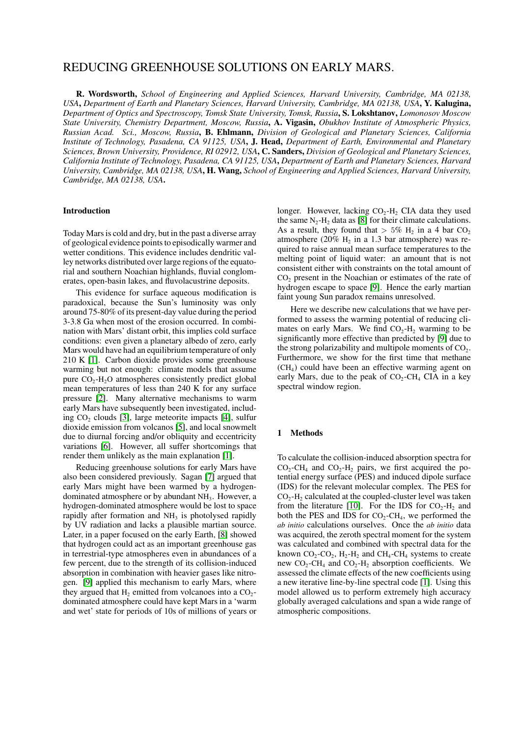# REDUCING GREENHOUSE SOLUTIONS ON EARLY MARS.

**R. Wordsworth,** *School of Engineering and Applied Sciences, Harvard University, Cambridge, MA 02138, USA*, *Department of Earth and Planetary Sciences, Harvard University, Cambridge, MA 02138, USA*, **Y. Kalugina,** *Department of Optics and Spectroscopy, Tomsk State University, Tomsk, Russia*, **S. Lokshtanov,** *Lomonosov Moscow State University, Chemistry Department, Moscow, Russia*, **A. Vigasin,** *Obukhov Institute of Atmospheric Physics, Russian Acad. Sci., Moscow, Russia*, **B. Ehlmann,** *Division of Geological and Planetary Sciences, California Institute of Technology, Pasadena, CA 91125, USA*, **J. Head,** *Department of Earth, Environmental and Planetary Sciences, Brown University, Providence, RI 02912, USA*, **C. Sanders,** *Division of Geological and Planetary Sciences, California Institute of Technology, Pasadena, CA 91125, USA*, *Department of Earth and Planetary Sciences, Harvard University, Cambridge, MA 02138, USA*, **H. Wang,** *School of Engineering and Applied Sciences, Harvard University, Cambridge, MA 02138, USA*.

### Introduction

Today Mars is cold and dry, but in the past a diverse array of geological evidence points to episodically warmer and wetter conditions. This evidence includes dendritic valley networks distributed over large regions of the equatorial and southern Noachian highlands, fluvial conglomerates, open-basin lakes, and fluvolacustrine deposits.

This evidence for surface aqueous modification is paradoxical, because the Sun's luminosity was only around 75-80% of its present-day value during the period 3-3.8 Ga when most of the erosion occurred. In combination with Mars' distant orbit, this implies cold surface conditions: even given a planetary albedo of zero, early Mars would have had an equilibrium temperature of only 210 K [1]. Carbon dioxide provides some greenhouse warming but not enough: climate models that assume pure $CO_2$-$H_2O$ atmospheres consistently predict global mean temperatures of less than 240 K for any surface pressure [2]. Many alternative mechanisms to warm early Mars have subsequently been investigated, including $CO_2$ clouds [3], large meteorite impacts [4], sulfur dioxide emission from volcanos [5], and local snowmelt due to diurnal forcing and/or obliquity and eccentricity variations [6]. However, all suffer shortcomings that render them unlikely as the main explanation [1].

Reducing greenhouse solutions for early Mars have also been considered previously. Sagan [7] argued that early Mars might have been warmed by a hydrogen-dominated atmosphere or by abundant $NH_3$. However, a hydrogen-dominated atmosphere would be lost to space rapidly after formation and $NH_3$ is photolysed rapidly by UV radiation and lacks a plausible martian source. Later, in a paper focused on the early Earth, [8] showed that hydrogen could act as an important greenhouse gas in terrestrial-type atmospheres even in abundances of a few percent, due to the strength of its collision-induced absorption in combination with heavier gases like nitrogen. [9] applied this mechanism to early Mars, where they argued that $H_2$ emitted from volcanoes into a $CO_2$-dominated atmosphere could have kept Mars in a 'warm and wet' state for periods of 10s of millions of years or longer. However, lacking $CO_2$-$H_2$ CIA data they used the same $N_2$-$H_2$ data as [8] for their climate calculations. As a result, they found that $> 5\%$ $H_2$ in a 4 bar $CO_2$ atmosphere (20% $H_2$ in a 1.3 bar atmosphere) was required to raise annual mean surface temperatures to the melting point of liquid water: an amount that is not consistent either with constraints on the total amount of $CO_2$ present in the Noachian or estimates of the rate of hydrogen escape to space [9]. Hence the early martian faint young Sun paradox remains unresolved.

Here we describe new calculations that we have performed to assess the warming potential of reducing climates on early Mars. We find $CO_2$-$H_2$ warming to be significantly more effective than predicted by [9] due to the strong polarizability and multipole moments of $CO_2$. Furthermore, we show for the first time that methane ($CH_4$) could have been an effective warming agent on early Mars, due to the peak of $CO_2$-$CH_4$ CIA in a key spectral window region.

### 1 Methods

To calculate the collision-induced absorption spectra for $CO_2$-$CH_4$ and $CO_2$-$H_2$ pairs, we first acquired the potential energy surface (PES) and induced dipole surface (IDS) for the relevant molecular complex. The PES for $CO_2$-$H_2$ calculated at the coupled-cluster level was taken from the literature [10]. For the IDS for $CO_2$-$H_2$ and both the PES and IDS for $CO_2$-$CH_4$, we performed the *ab initio* calculations ourselves. Once the *ab initio* data was acquired, the zeroth spectral moment for the system was calculated and combined with spectral data for the known $CO_2$-$CO_2$, $H_2$-$H_2$ and $CH_4$-$CH_4$ systems to create new $CO_2$-$CH_4$ and $CO_2$-$H_2$ absorption coefficients. We assessed the climate effects of the new coefficients using a new iterative line-by-line spectral code [1]. Using this model allowed us to perform extremely high accuracy globally averaged calculations and span a wide range of atmospheric compositions.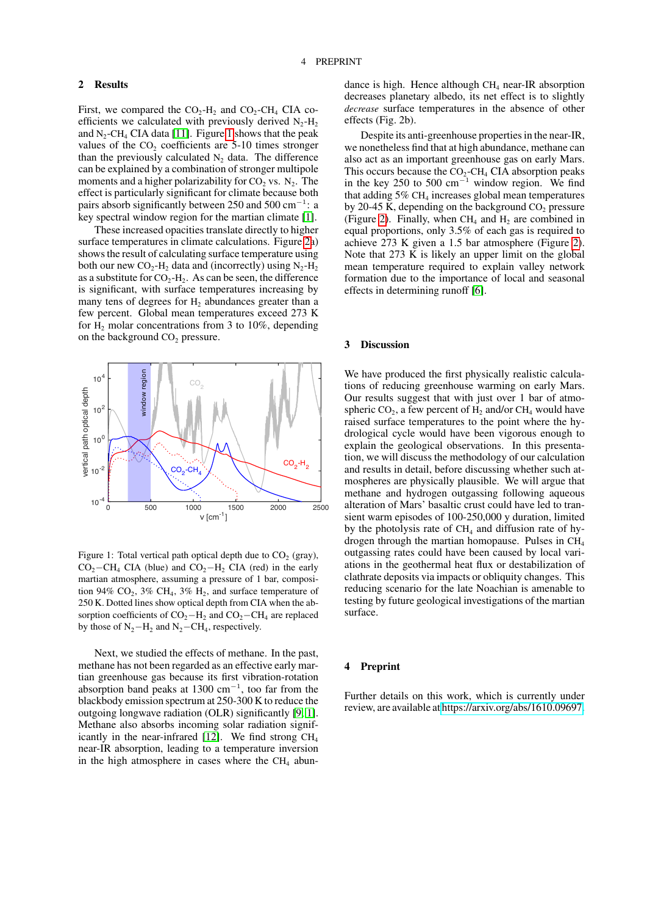## 2 Results

First, we compared the $CO_2$-$H_2$ and $CO_2$-$CH_4$ CIA coefficients we calculated with previously derived $N_2$-$H_2$ and $N_2$-$CH_4$ CIA data [11]. Figure 1 shows that the peak values of the $CO_2$ coefficients are 5-10 times stronger than the previously calculated $N_2$ data. The difference can be explained by a combination of stronger multipole moments and a higher polarizability for $CO_2$ vs. $N_2$. The effect is particularly significant for climate because both pairs absorb significantly between 250 and 500 $cm^{-1}$: a key spectral window region for the martian climate [1].

These increased opacities translate directly to higher surface temperatures in climate calculations. Figure 2a) shows the result of calculating surface temperature using both our new $CO_2$-$H_2$ data and (incorrectly) using $N_2$-$H_2$ as a substitute for $CO_2$-$H_2$. As can be seen, the difference is significant, with surface temperatures increasing by many tens of degrees for $H_2$ abundances greater than a few percent. Global mean temperatures exceed 273 K for $H_2$ molar concentrations from 3 to 10%, depending on the background $CO_2$ pressure.

Figure 1: Total vertical path optical depth due to $CO_2$ (gray), $CO_2-CH_4$ CIA (blue) and $CO_2-H_2$ CIA (red) in the early martian atmosphere, assuming a pressure of 1 bar, composition 94% $CO_2$, 3% $CH_4$, 3% $H_2$, and surface temperature of 250 K. Dotted lines show optical depth from CIA when the absorption coefficients of $CO_2-H_2$ and $CO_2-CH_4$ are replaced by those of $N_2-H_2$ and $N_2-CH_4$, respectively.

Next, we studied the effects of methane. In the past, methane has not been regarded as an effective early martian greenhouse gas because its first vibration-rotation absorption band peaks at 1300 $cm^{-1}$, too far from the blackbody emission spectrum at 250-300 K to reduce the outgoing longwave radiation (OLR) significantly [9, 1]. Methane also absorbs incoming solar radiation significantly in the near-infrared [12]. We find strong $CH_4$ near-IR absorption, leading to a temperature inversion in the high atmosphere in cases where the $CH_4$ abundance is high. Hence although $CH_4$ near-IR absorption decreases planetary albedo, its net effect is to slightly *decrease* surface temperatures in the absence of other effects (Fig. 2b).

Despite its anti-greenhouse properties in the near-IR, we nonetheless find that at high abundance, methane can also act as an important greenhouse gas on early Mars. This occurs because the $CO_2$-$CH_4$ CIA absorption peaks in the key 250 to 500 $cm^{-1}$ window region. We find that adding 5% $CH_4$ increases global mean temperatures by 20-45 K, depending on the background $CO_2$ pressure (Figure 2). Finally, when $CH_4$ and $H_2$ are combined in equal proportions, only 3.5% of each gas is required to achieve 273 K given a 1.5 bar atmosphere (Figure 2). Note that 273 K is likely an upper limit on the global mean temperature required to explain valley network formation due to the importance of local and seasonal effects in determining runoff [6].

## 3 Discussion

We have produced the first physically realistic calculations of reducing greenhouse warming on early Mars. Our results suggest that with just over 1 bar of atmospheric $CO_2$, a few percent of $H_2$ and/or $CH_4$ would have raised surface temperatures to the point where the hydrological cycle would have been vigorous enough to explain the geological observations. In this presentation, we will discuss the methodology of our calculation and results in detail, before discussing whether such atmospheres are physically plausible. We will argue that methane and hydrogen outgassing following aqueous alteration of Mars' basaltic crust could have led to transient warm episodes of 100-250,000 y duration, limited by the photolysis rate of $CH_4$ and diffusion rate of hydrogen through the martian homopause. Pulses in $CH_4$ outgassing rates could have been caused by local variations in the geothermal heat flux or destabilization of clathrate deposits via impacts or obliquity changes. This reducing scenario for the late Noachian is amenable to testing by future geological investigations of the martian surface.

## 4 Preprint

Further details on this work, which is currently under review, are available at https://arxiv.org/abs/1610.09697.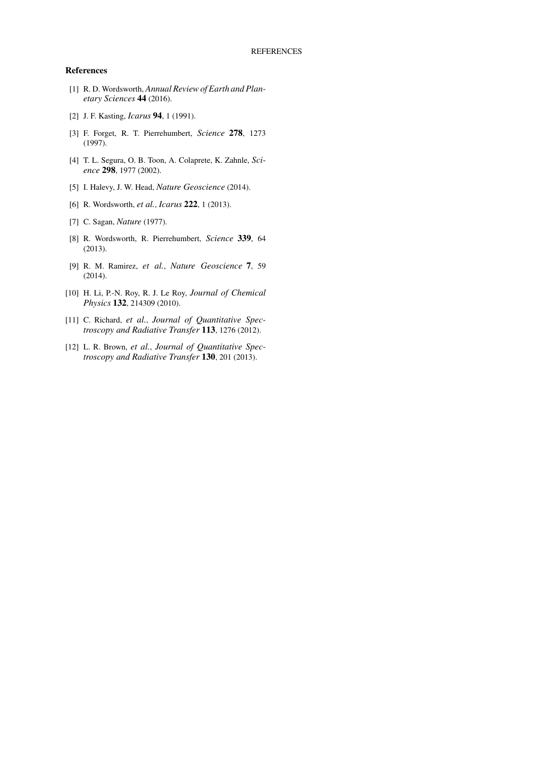## References

[1] R. D. Wordsworth, *Annual Review of Earth and Planetary Sciences* **44** (2016).

[2] J. F. Kasting, *Icarus* **94**, 1 (1991).

[3] F. Forget, R. T. Pierrehumbert, *Science* **278**, 1273 (1997).

[4] T. L. Segura, O. B. Toon, A. Colaprete, K. Zahnle, *Science* **298**, 1977 (2002).

[5] I. Halevy, J. W. Head, *Nature Geoscience* (2014).

[6] R. Wordsworth, *et al.*, *Icarus* **222**, 1 (2013).

[7] C. Sagan, *Nature* (1977).

[8] R. Wordsworth, R. Pierrehumbert, *Science* **339**, 64 (2013).

[9] R. M. Ramirez, *et al.*, *Nature Geoscience* **7**, 59 (2014).

[10] H. Li, P.-N. Roy, R. J. Le Roy, *Journal of Chemical Physics* **132**, 214309 (2010).

[11] C. Richard, *et al.*, *Journal of Quantitative Spectroscopy and Radiative Transfer* **113**, 1276 (2012).

[12] L. R. Brown, *et al.*, *Journal of Quantitative Spectroscopy and Radiative Transfer* **130**, 201 (2013).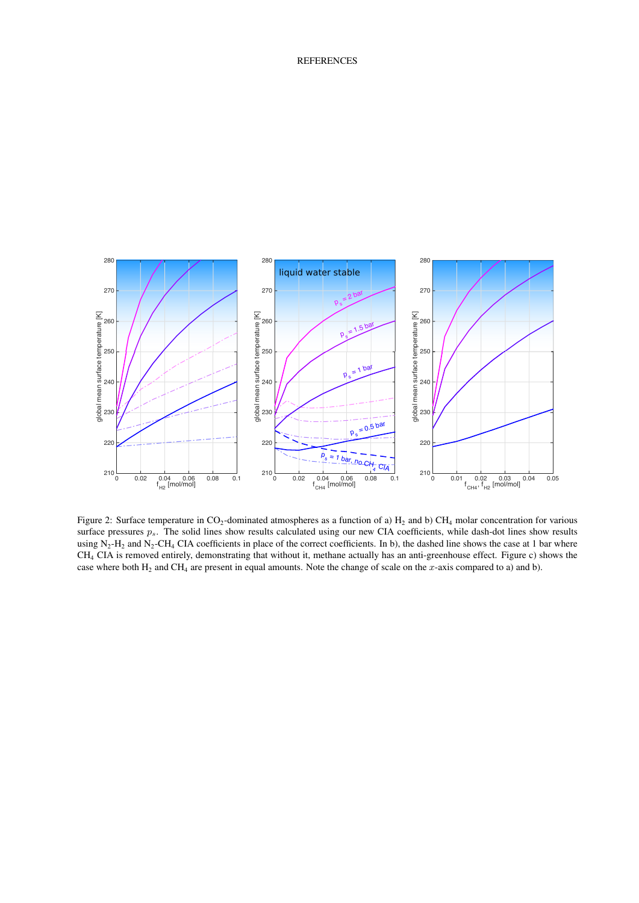280
270
260
250
240
230
220
210

global mean surface temperature [K]

0 0.02 0.04 0.06 0.08 0.1

$f_{H2}$ [mol/mol]

280
270
260
250
240
230
220
210

liquid water stable

$p_s$ = 2 bar

$p_s$ = 1.5 bar

$p_s$ = 1 bar

$p_s$ = 0.5 bar

$p_s$ = 1 bar, no $CH_4$ CIA

global mean surface temperature [K]

0 0.02 0.04 0.06 0.08 0.1

$f_{CH4}$ [mol/mol]

280
270
260
250
240
230
220
210

global mean surface temperature [K]

0 0.01 0.02 0.03 0.04 0.05

$f_{CH4}$, $f_{H2}$ [mol/mol]

Figure 2: Surface temperature in $CO_2$-dominated atmospheres as a function of a) $H_2$ and b) $CH_4$ molar concentration for various surface pressures $p_s$. The solid lines show results calculated using our new CIA coefficients, while dash-dot lines show results using $N_2$-$H_2$ and $N_2$-$CH_4$ CIA coefficients in place of the correct coefficients. In b), the dashed line shows the case at 1 bar where $CH_4$ CIA is removed entirely, demonstrating that without it, methane actually has an anti-greenhouse effect. Figure c) shows the case where both $H_2$ and $CH_4$ are present in equal amounts. Note the change of scale on the $x$-axis compared to a) and b).